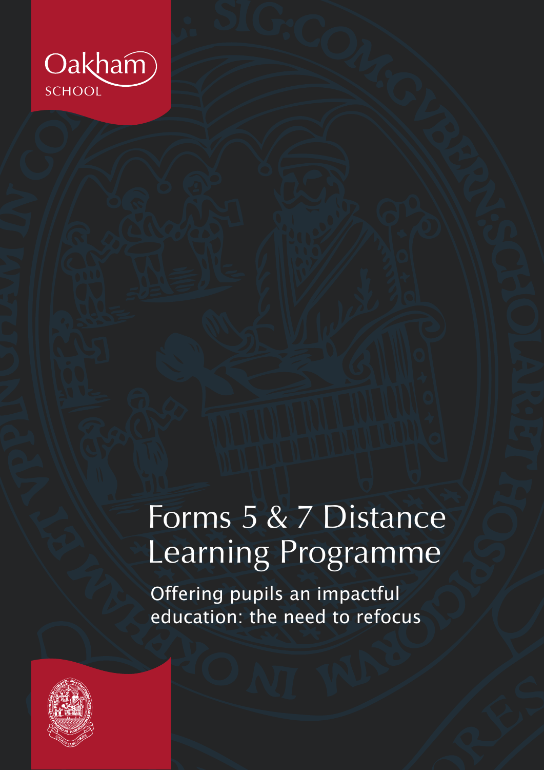Oakham SCHOOL

# Forms 5 & 7 Distance Learning Programme

## Offering pupils an impactful education: the need to refocus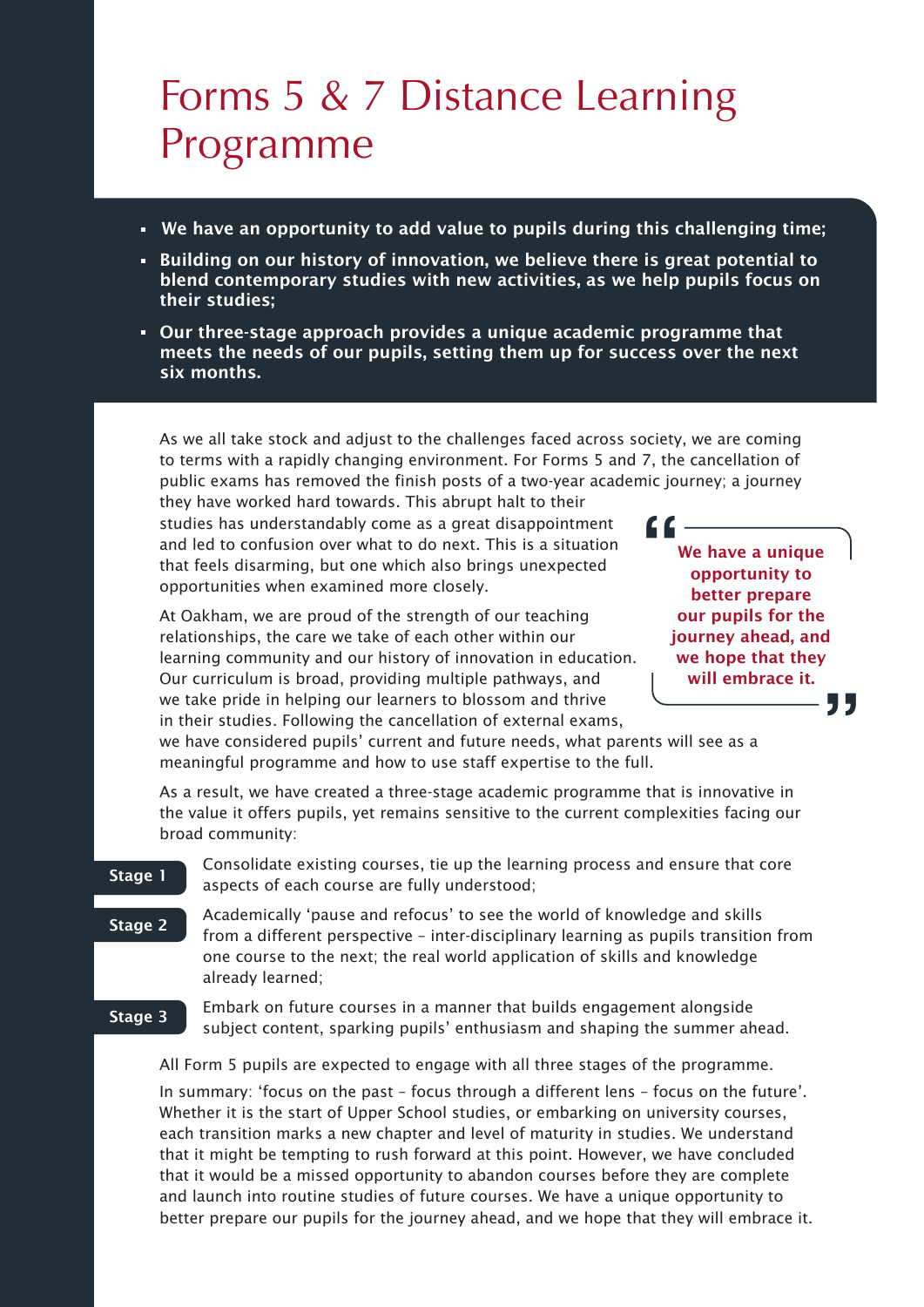# Forms 5 & 7 Distance Learning Programme

- **We have an opportunity to add value to pupils during this challenging time;**
- **Building on our history of innovation, we believe there is great potential to blend contemporary studies with new activities, as we help pupils focus on their studies;**
- **Our three-stage approach provides a unique academic programme that meets the needs of our pupils, setting them up for success over the next six months.**

As we all take stock and adjust to the challenges faced across society, we are coming to terms with a rapidly changing environment. For Forms 5 and 7, the cancellation of public exams has removed the finish posts of a two-year academic journey; a journey they have worked hard towards. This abrupt halt to their studies has understandably come as a great disappointment and led to confusion over what to do next. This is a situation that feels disarming, but one which also brings unexpected opportunities when examined more closely.

> **"We have a unique opportunity to better prepare our pupils for the journey ahead, and we hope that they will embrace it."**

At Oakham, we are proud of the strength of our teaching relationships, the care we take of each other within our learning community and our history of innovation in education. Our curriculum is broad, providing multiple pathways, and we take pride in helping our learners to blossom and thrive in their studies. Following the cancellation of external exams, we have considered pupils' current and future needs, what parents will see as a meaningful programme and how to use staff expertise to the full.

As a result, we have created a three-stage academic programme that is innovative in the value it offers pupils, yet remains sensitive to the current complexities facing our broad community:

**Stage 1** Consolidate existing courses, tie up the learning process and ensure that core aspects of each course are fully understood;

**Stage 2** Academically 'pause and refocus' to see the world of knowledge and skills from a different perspective – inter-disciplinary learning as pupils transition from one course to the next; the real world application of skills and knowledge already learned;

**Stage 3** Embark on future courses in a manner that builds engagement alongside subject content, sparking pupils' enthusiasm and shaping the summer ahead.

All Form 5 pupils are expected to engage with all three stages of the programme.

In summary: 'focus on the past – focus through a different lens – focus on the future'. Whether it is the start of Upper School studies, or embarking on university courses, each transition marks a new chapter and level of maturity in studies. We understand that it might be tempting to rush forward at this point. However, we have concluded that it would be a missed opportunity to abandon courses before they are complete and launch into routine studies of future courses. We have a unique opportunity to better prepare our pupils for the journey ahead, and we hope that they will embrace it.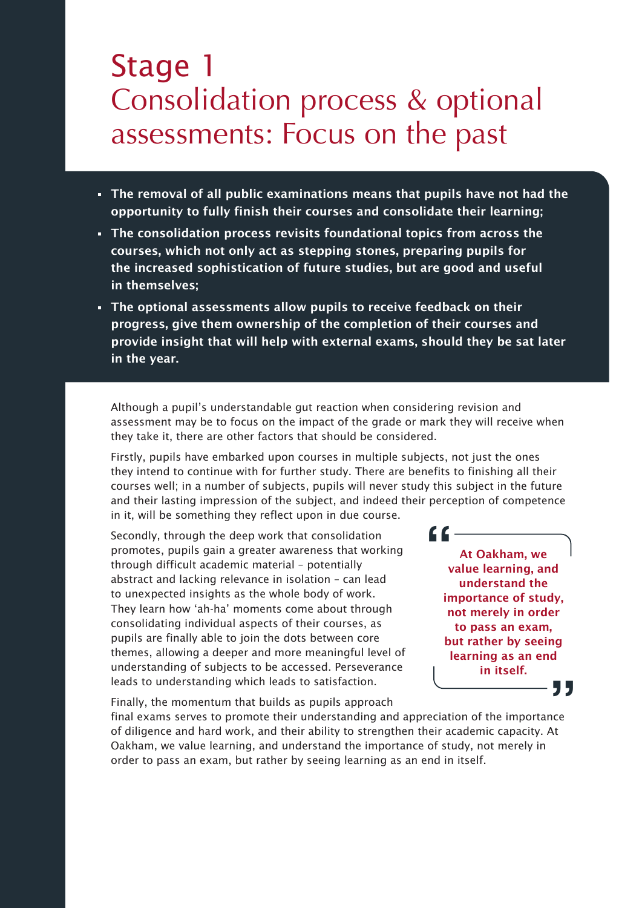# Stage 1
## Consolidation process & optional assessments: Focus on the past

- **The removal of all public examinations means that pupils have not had the opportunity to fully finish their courses and consolidate their learning;**
- **The consolidation process revisits foundational topics from across the courses, which not only act as stepping stones, preparing pupils for the increased sophistication of future studies, but are good and useful in themselves;**
- **The optional assessments allow pupils to receive feedback on their progress, give them ownership of the completion of their courses and provide insight that will help with external exams, should they be sat later in the year.**

Although a pupil's understandable gut reaction when considering revision and assessment may be to focus on the impact of the grade or mark they will receive when they take it, there are other factors that should be considered.

Firstly, pupils have embarked upon courses in multiple subjects, not just the ones they intend to continue with for further study. There are benefits to finishing all their courses well; in a number of subjects, pupils will never study this subject in the future and their lasting impression of the subject, and indeed their perception of competence in it, will be something they reflect upon in due course.

Secondly, through the deep work that consolidation promotes, pupils gain a greater awareness that working through difficult academic material – potentially abstract and lacking relevance in isolation – can lead to unexpected insights as the whole body of work. They learn how 'ah-ha' moments come about through consolidating individual aspects of their courses, as pupils are finally able to join the dots between core themes, allowing a deeper and more meaningful level of understanding of subjects to be accessed. Perseverance leads to understanding which leads to satisfaction.

> **"At Oakham, we value learning, and understand the importance of study, not merely in order to pass an exam, but rather by seeing learning as an end in itself."**

Finally, the momentum that builds as pupils approach final exams serves to promote their understanding and appreciation of the importance of diligence and hard work, and their ability to strengthen their academic capacity. At Oakham, we value learning, and understand the importance of study, not merely in order to pass an exam, but rather by seeing learning as an end in itself.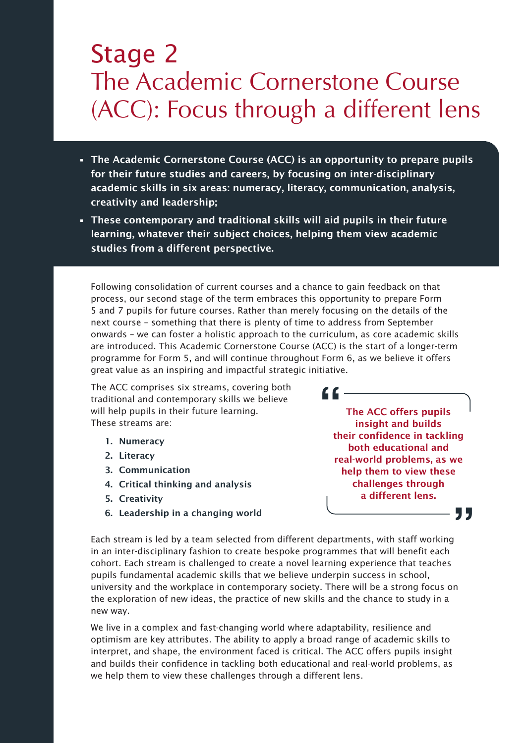# Stage 2

## The Academic Cornerstone Course (ACC): Focus through a different lens

- **The Academic Cornerstone Course (ACC) is an opportunity to prepare pupils for their future studies and careers, by focusing on inter-disciplinary academic skills in six areas: numeracy, literacy, communication, analysis, creativity and leadership;**
- **These contemporary and traditional skills will aid pupils in their future learning, whatever their subject choices, helping them view academic studies from a different perspective.**

Following consolidation of current courses and a chance to gain feedback on that process, our second stage of the term embraces this opportunity to prepare Form 5 and 7 pupils for future courses. Rather than merely focusing on the details of the next course – something that there is plenty of time to address from September onwards – we can foster a holistic approach to the curriculum, as core academic skills are introduced. This Academic Cornerstone Course (ACC) is the start of a longer-term programme for Form 5, and will continue throughout Form 6, as we believe it offers great value as an inspiring and impactful strategic initiative.

The ACC comprises six streams, covering both traditional and contemporary skills we believe will help pupils in their future learning. These streams are:

1. **Numeracy**
2. **Literacy**
3. **Communication**
4. **Critical thinking and analysis**
5. **Creativity**
6. **Leadership in a changing world**

> **"The ACC offers pupils insight and builds their confidence in tackling both educational and real-world problems, as we help them to view these challenges through a different lens."**

Each stream is led by a team selected from different departments, with staff working in an inter-disciplinary fashion to create bespoke programmes that will benefit each cohort. Each stream is challenged to create a novel learning experience that teaches pupils fundamental academic skills that we believe underpin success in school, university and the workplace in contemporary society. There will be a strong focus on the exploration of new ideas, the practice of new skills and the chance to study in a new way.

We live in a complex and fast-changing world where adaptability, resilience and optimism are key attributes. The ability to apply a broad range of academic skills to interpret, and shape, the environment faced is critical. The ACC offers pupils insight and builds their confidence in tackling both educational and real-world problems, as we help them to view these challenges through a different lens.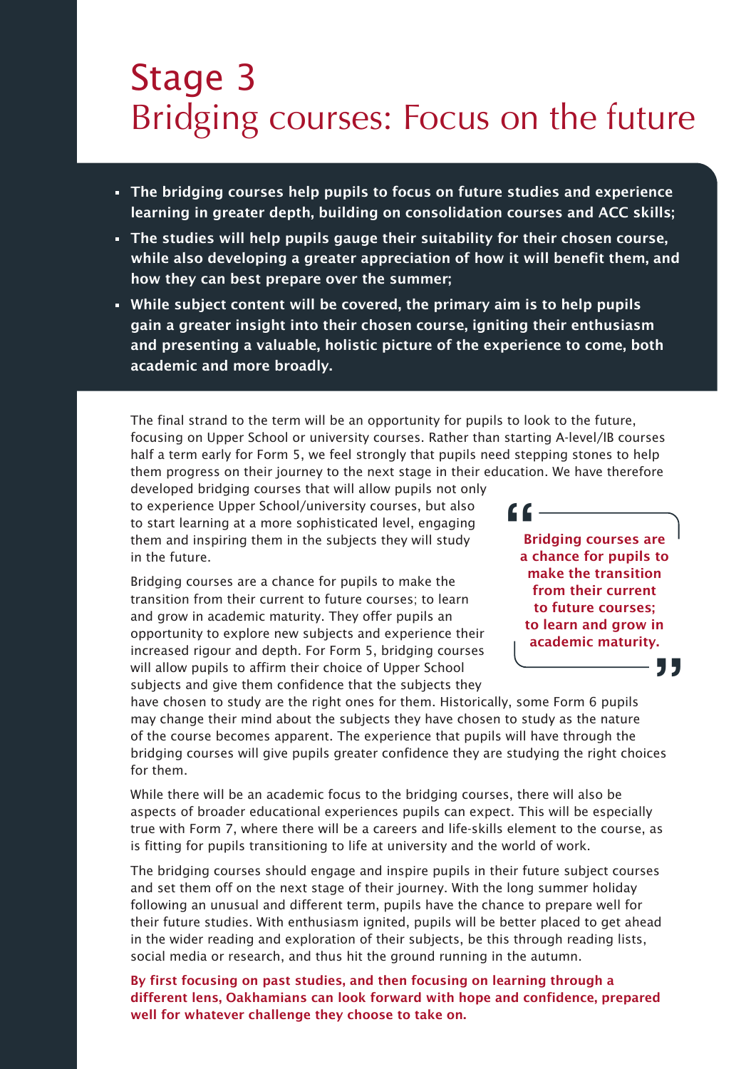# Stage 3
## Bridging courses: Focus on the future

- **The bridging courses help pupils to focus on future studies and experience learning in greater depth, building on consolidation courses and ACC skills;**
- **The studies will help pupils gauge their suitability for their chosen course, while also developing a greater appreciation of how it will benefit them, and how they can best prepare over the summer;**
- **While subject content will be covered, the primary aim is to help pupils gain a greater insight into their chosen course, igniting their enthusiasm and presenting a valuable, holistic picture of the experience to come, both academic and more broadly.**

The final strand to the term will be an opportunity for pupils to look to the future, focusing on Upper School or university courses. Rather than starting A-level/IB courses half a term early for Form 5, we feel strongly that pupils need stepping stones to help them progress on their journey to the next stage in their education. We have therefore developed bridging courses that will allow pupils not only to experience Upper School/university courses, but also to start learning at a more sophisticated level, engaging them and inspiring them in the subjects they will study in the future.

Bridging courses are a chance for pupils to make the transition from their current to future courses; to learn and grow in academic maturity. They offer pupils an opportunity to explore new subjects and experience their increased rigour and depth. For Form 5, bridging courses will allow pupils to affirm their choice of Upper School subjects and give them confidence that the subjects they have chosen to study are the right ones for them. Historically, some Form 6 pupils may change their mind about the subjects they have chosen to study as the nature of the course becomes apparent. The experience that pupils will have through the bridging courses will give pupils greater confidence they are studying the right choices for them.

> **"Bridging courses are a chance for pupils to make the transition from their current to future courses; to learn and grow in academic maturity."**

While there will be an academic focus to the bridging courses, there will also be aspects of broader educational experiences pupils can expect. This will be especially true with Form 7, where there will be a careers and life-skills element to the course, as is fitting for pupils transitioning to life at university and the world of work.

The bridging courses should engage and inspire pupils in their future subject courses and set them off on the next stage of their journey. With the long summer holiday following an unusual and different term, pupils have the chance to prepare well for their future studies. With enthusiasm ignited, pupils will be better placed to get ahead in the wider reading and exploration of their subjects, be this through reading lists, social media or research, and thus hit the ground running in the autumn.

**By first focusing on past studies, and then focusing on learning through a different lens, Oakhamians can look forward with hope and confidence, prepared well for whatever challenge they choose to take on.**